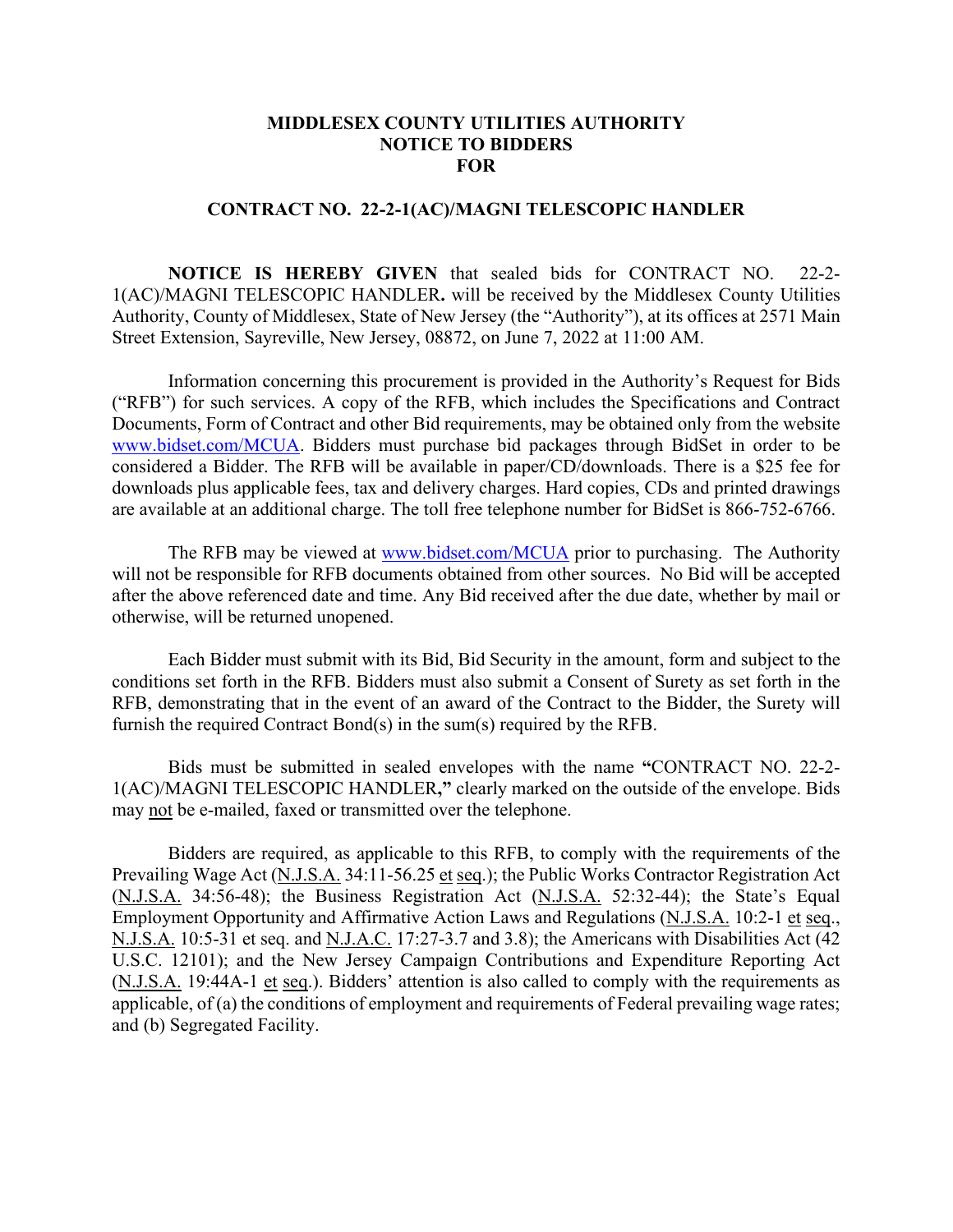# MIDDLESEX COUNTY UTILITIES AUTHORITY
# NOTICE TO BIDDERS
# FOR

## CONTRACT NO. 22-2-1(AC)/MAGNI TELESCOPIC HANDLER

**NOTICE IS HEREBY GIVEN** that sealed bids for CONTRACT NO. 22-2-1(AC)/MAGNI TELESCOPIC HANDLER**.** will be received by the Middlesex County Utilities Authority, County of Middlesex, State of New Jersey (the "Authority"), at its offices at 2571 Main Street Extension, Sayreville, New Jersey, 08872, on June 7, 2022 at 11:00 AM.

Information concerning this procurement is provided in the Authority's Request for Bids ("RFB") for such services. A copy of the RFB, which includes the Specifications and Contract Documents, Form of Contract and other Bid requirements, may be obtained only from the website www.bidset.com/MCUA. Bidders must purchase bid packages through BidSet in order to be considered a Bidder. The RFB will be available in paper/CD/downloads. There is a $25 fee for downloads plus applicable fees, tax and delivery charges. Hard copies, CDs and printed drawings are available at an additional charge. The toll free telephone number for BidSet is 866-752-6766.

The RFB may be viewed at www.bidset.com/MCUA prior to purchasing. The Authority will not be responsible for RFB documents obtained from other sources. No Bid will be accepted after the above referenced date and time. Any Bid received after the due date, whether by mail or otherwise, will be returned unopened.

Each Bidder must submit with its Bid, Bid Security in the amount, form and subject to the conditions set forth in the RFB. Bidders must also submit a Consent of Surety as set forth in the RFB, demonstrating that in the event of an award of the Contract to the Bidder, the Surety will furnish the required Contract Bond(s) in the sum(s) required by the RFB.

Bids must be submitted in sealed envelopes with the name **"**CONTRACT NO. 22-2-1(AC)/MAGNI TELESCOPIC HANDLER**,"** clearly marked on the outside of the envelope. Bids may not be e-mailed, faxed or transmitted over the telephone.

Bidders are required, as applicable to this RFB, to comply with the requirements of the Prevailing Wage Act (N.J.S.A. 34:11-56.25 et seq.); the Public Works Contractor Registration Act (N.J.S.A. 34:56-48); the Business Registration Act (N.J.S.A. 52:32-44); the State's Equal Employment Opportunity and Affirmative Action Laws and Regulations (N.J.S.A. 10:2-1 et seq., N.J.S.A. 10:5-31 et seq. and N.J.A.C. 17:27-3.7 and 3.8); the Americans with Disabilities Act (42 U.S.C. 12101); and the New Jersey Campaign Contributions and Expenditure Reporting Act (N.J.S.A. 19:44A-1 et seq.). Bidders' attention is also called to comply with the requirements as applicable, of (a) the conditions of employment and requirements of Federal prevailing wage rates; and (b) Segregated Facility.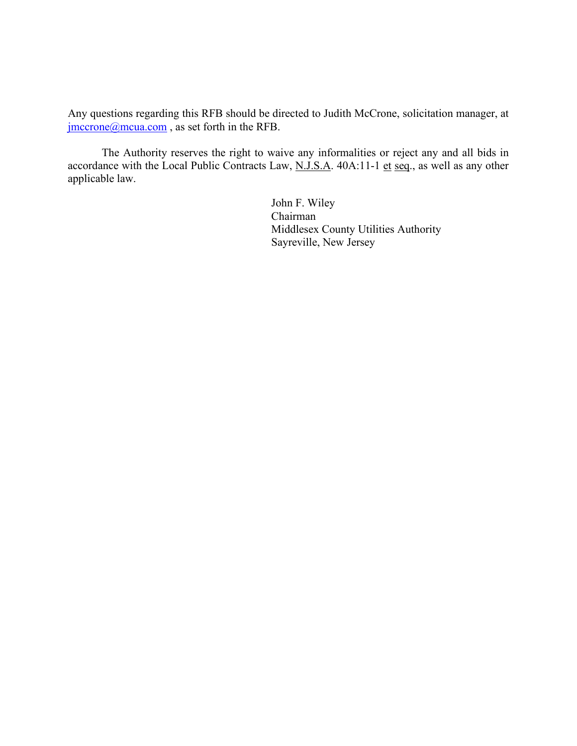Any questions regarding this RFB should be directed to Judith McCrone, solicitation manager, at jmccrone@mcua.com , as set forth in the RFB.

The Authority reserves the right to waive any informalities or reject any and all bids in accordance with the Local Public Contracts Law, N.J.S.A. 40A:11-1 et seq., as well as any other applicable law.

John F. Wiley  
Chairman  
Middlesex County Utilities Authority  
Sayreville, New Jersey